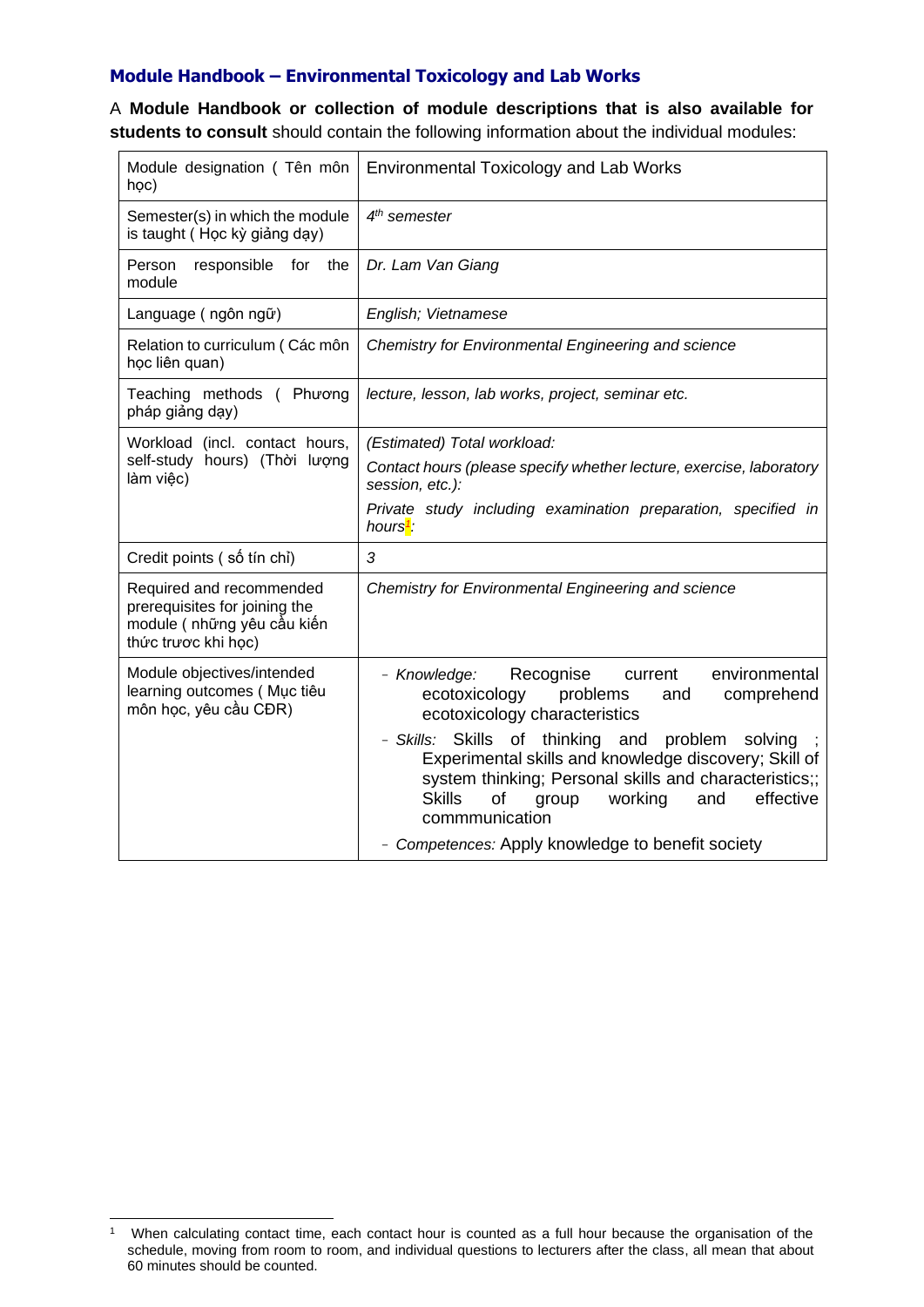## Module Handbook – Environmental Toxicology and Lab Works

A **Module Handbook or collection of module descriptions that is also available for students to consult** should contain the following information about the individual modules:

| Module designation ( Tên môn học) | Environmental Toxicology and Lab Works |
|---|---|
| Semester(s) in which the module is taught ( Học kỳ giảng dạy) | *4th semester* |
| Person responsible for the module | *Dr. Lam Van Giang* |
| Language ( ngôn ngữ) | *English; Vietnamese* |
| Relation to curriculum ( Các môn học liên quan) | *Chemistry for Environmental Engineering and science* |
| Teaching methods ( Phương pháp giảng dạy) | *lecture, lesson, lab works, project, seminar etc.* |
| Workload (incl. contact hours, self-study hours) (Thời lượng làm việc) | *(Estimated) Total workload:*<br>*Contact hours (please specify whether lecture, exercise, laboratory session, etc.):*<br>*Private study including examination preparation, specified in hours[1]:* |
| Credit points ( số tín chỉ) | *3* |
| Required and recommended prerequisites for joining the module ( những yêu cầu kiến thức trươc khi học) | *Chemistry for Environmental Engineering and science* |
| Module objectives/intended learning outcomes ( Mục tiêu môn học, yêu cầu CĐR) | - *Knowledge:* Recognise current environmental ecotoxicology problems and comprehend ecotoxicology characteristics<br>- *Skills:* Skills of thinking and problem solving ; Experimental skills and knowledge discovery; Skill of system thinking; Personal skills and characteristics;; Skills of group working and effective commmunication<br>- *Competences:* Apply knowledge to benefit society |

[1] When calculating contact time, each contact hour is counted as a full hour because the organisation of the schedule, moving from room to room, and individual questions to lecturers after the class, all mean that about 60 minutes should be counted.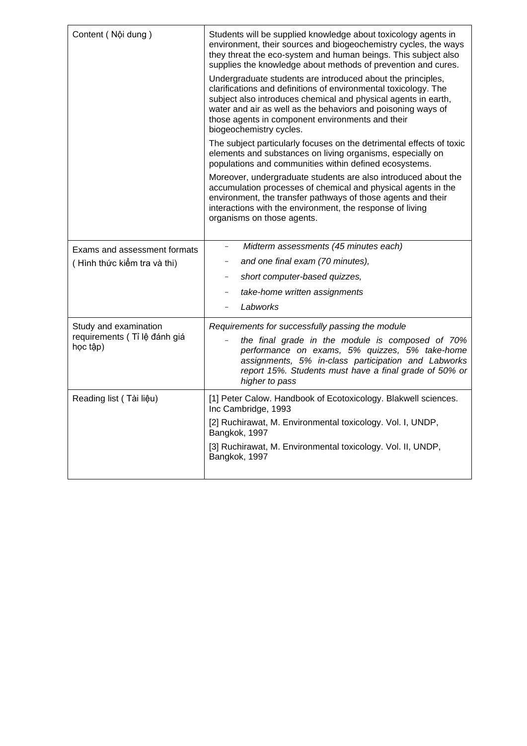| | |
|---|---|
| Content ( Nội dung ) | Students will be supplied knowledge about toxicology agents in environment, their sources and biogeochemistry cycles, the ways they threat the eco-system and human beings. This subject also supplies the knowledge about methods of prevention and cures.<br><br>Undergraduate students are introduced about the principles, clarifications and definitions of environmental toxicology. The subject also introduces chemical and physical agents in earth, water and air as well as the behaviors and poisoning ways of those agents in component environments and their biogeochemistry cycles.<br><br>The subject particularly focuses on the detrimental effects of toxic elements and substances on living organisms, especially on populations and communities within defined ecosystems.<br><br>Moreover, undergraduate students are also introduced about the accumulation processes of chemical and physical agents in the environment, the transfer pathways of those agents and their interactions with the environment, the response of living organisms on those agents. |
| Exams and assessment formats<br>( Hình thức kiểm tra và thi) | - *Midterm assessments (45 minutes each)*<br>- *and one final exam (70 minutes),*<br>- *short computer-based quizzes,*<br>- *take-home written assignments*<br>- *Labworks* |
| Study and examination requirements ( Tỉ lệ đánh giá học tập) | *Requirements for successfully passing the module*<br>- *the final grade in the module is composed of 70% performance on exams, 5% quizzes, 5% take-home assignments, 5% in-class participation and Labworks report 15%. Students must have a final grade of 50% or higher to pass* |
| Reading list ( Tài liệu) | [1] Peter Calow. Handbook of Ecotoxicology. Blakwell sciences. Inc Cambridge, 1993<br><br>[2] Ruchirawat, M. Environmental toxicology. Vol. I, UNDP, Bangkok, 1997<br><br>[3] Ruchirawat, M. Environmental toxicology. Vol. II, UNDP, Bangkok, 1997 |